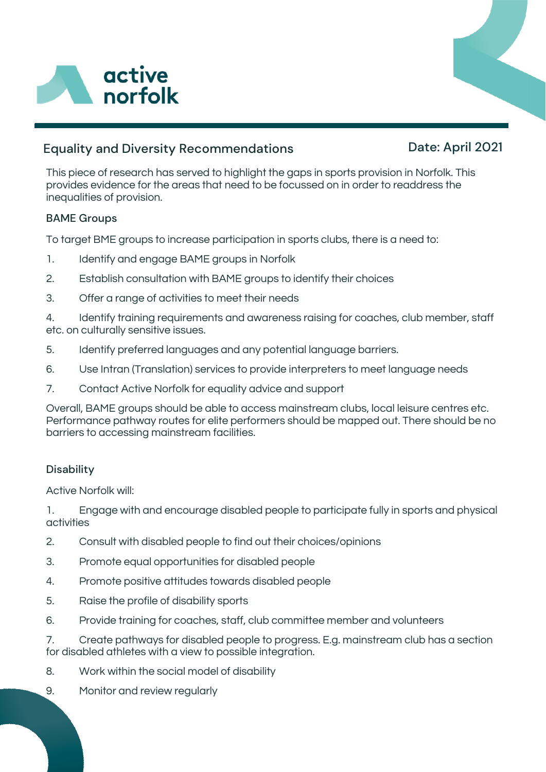active norfolk

## Equality and Diversity Recommendations

Date: April 2021

This piece of research has served to highlight the gaps in sports provision in Norfolk. This provides evidence for the areas that need to be focussed on in order to readdress the inequalities of provision.

### BAME Groups

To target BME groups to increase participation in sports clubs, there is a need to:

1. Identify and engage BAME groups in Norfolk
2. Establish consultation with BAME groups to identify their choices
3. Offer a range of activities to meet their needs
4. Identify training requirements and awareness raising for coaches, club member, staff etc. on culturally sensitive issues.
5. Identify preferred languages and any potential language barriers.
6. Use Intran (Translation) services to provide interpreters to meet language needs
7. Contact Active Norfolk for equality advice and support

Overall, BAME groups should be able to access mainstream clubs, local leisure centres etc. Performance pathway routes for elite performers should be mapped out. There should be no barriers to accessing mainstream facilities.

### Disability

Active Norfolk will:

1. Engage with and encourage disabled people to participate fully in sports and physical activities
2. Consult with disabled people to find out their choices/opinions
3. Promote equal opportunities for disabled people
4. Promote positive attitudes towards disabled people
5. Raise the profile of disability sports
6. Provide training for coaches, staff, club committee member and volunteers
7. Create pathways for disabled people to progress. E.g. mainstream club has a section for disabled athletes with a view to possible integration.
8. Work within the social model of disability
9. Monitor and review regularly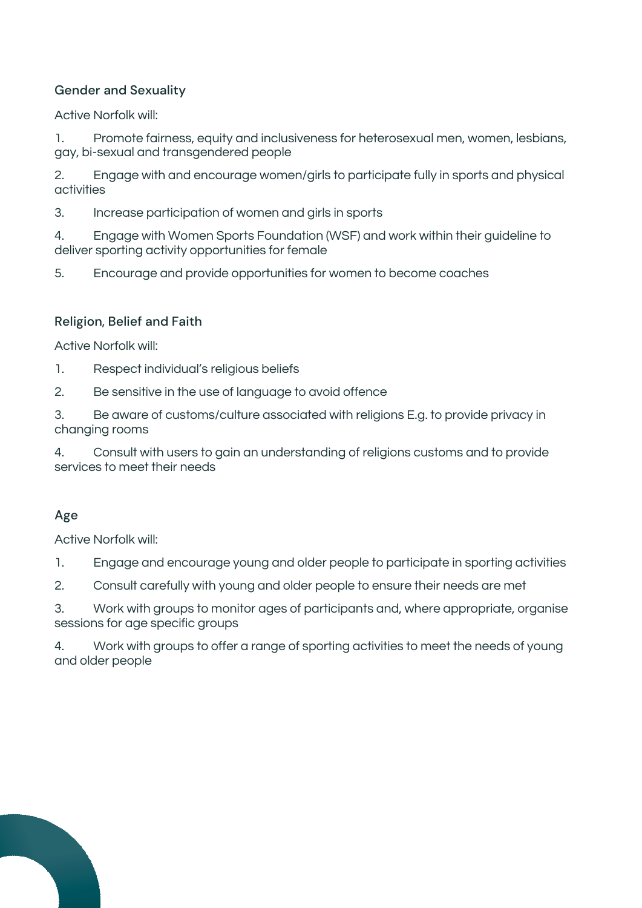### Gender and Sexuality

Active Norfolk will:

1. Promote fairness, equity and inclusiveness for heterosexual men, women, lesbians, gay, bi-sexual and transgendered people
2. Engage with and encourage women/girls to participate fully in sports and physical activities
3. Increase participation of women and girls in sports
4. Engage with Women Sports Foundation (WSF) and work within their guideline to deliver sporting activity opportunities for female
5. Encourage and provide opportunities for women to become coaches

### Religion, Belief and Faith

Active Norfolk will:

1. Respect individual's religious beliefs
2. Be sensitive in the use of language to avoid offence
3. Be aware of customs/culture associated with religions E.g. to provide privacy in changing rooms
4. Consult with users to gain an understanding of religions customs and to provide services to meet their needs

### Age

Active Norfolk will:

1. Engage and encourage young and older people to participate in sporting activities
2. Consult carefully with young and older people to ensure their needs are met
3. Work with groups to monitor ages of participants and, where appropriate, organise sessions for age specific groups
4. Work with groups to offer a range of sporting activities to meet the needs of young and older people